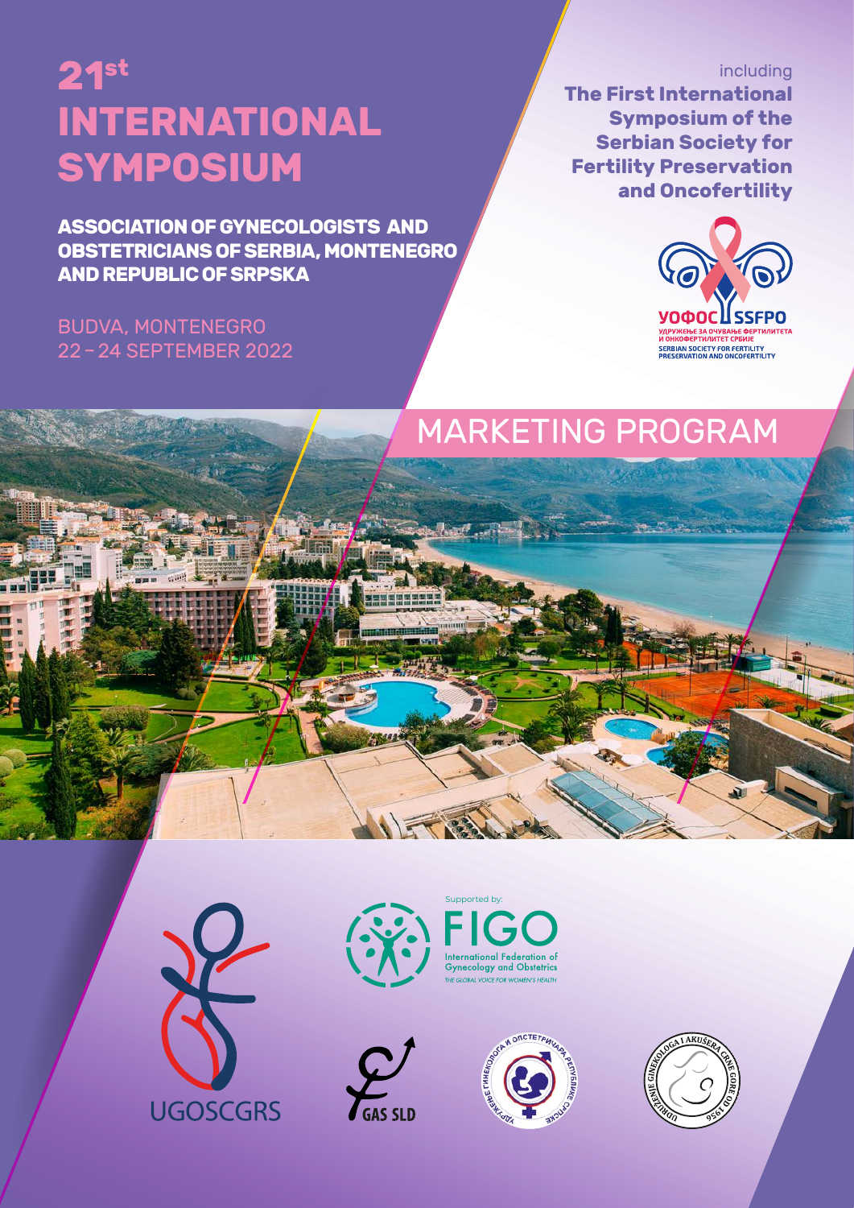# 21st INTERNATIONAL SYMPOSIUM

**ASSOCIATION OF GYNECOLOGISTS AND OBSTETRICIANS OF SERBIA, MONTENEGRO AND REPUBLIC OF SRPSKA**

BUDVA, MONTENEGRO
22 – 24 SEPTEMBER 2022

including
**The First International Symposium of the Serbian Society for Fertility Preservation and Oncofertility**

УОФОС SSFPO
УДРУЖЕЊЕ ЗА ОЧУВАЊЕ ФЕРТИЛИТЕТА И ОНКОФЕРТИЛИТЕТ СРБИЈЕ
SERBIAN SOCIETY FOR FERTILITY PRESERVATION AND ONCOFERTILITY

## MARKETING PROGRAM

UGOSCGRS

Supported by:
FIGO
International Federation of Gynecology and Obstetrics
*THE GLOBAL VOICE FOR WOMEN'S HEALTH*

GAS SLD

УДРУЖЕЊЕ ГИНЕКОЛОГА И ОПСТЕТРИЧАРА РЕПУБЛИКЕ СРПСКЕ

UDRUŽENJE GINEKOLOGA I AKUŠERA CRNE GORE OD 1956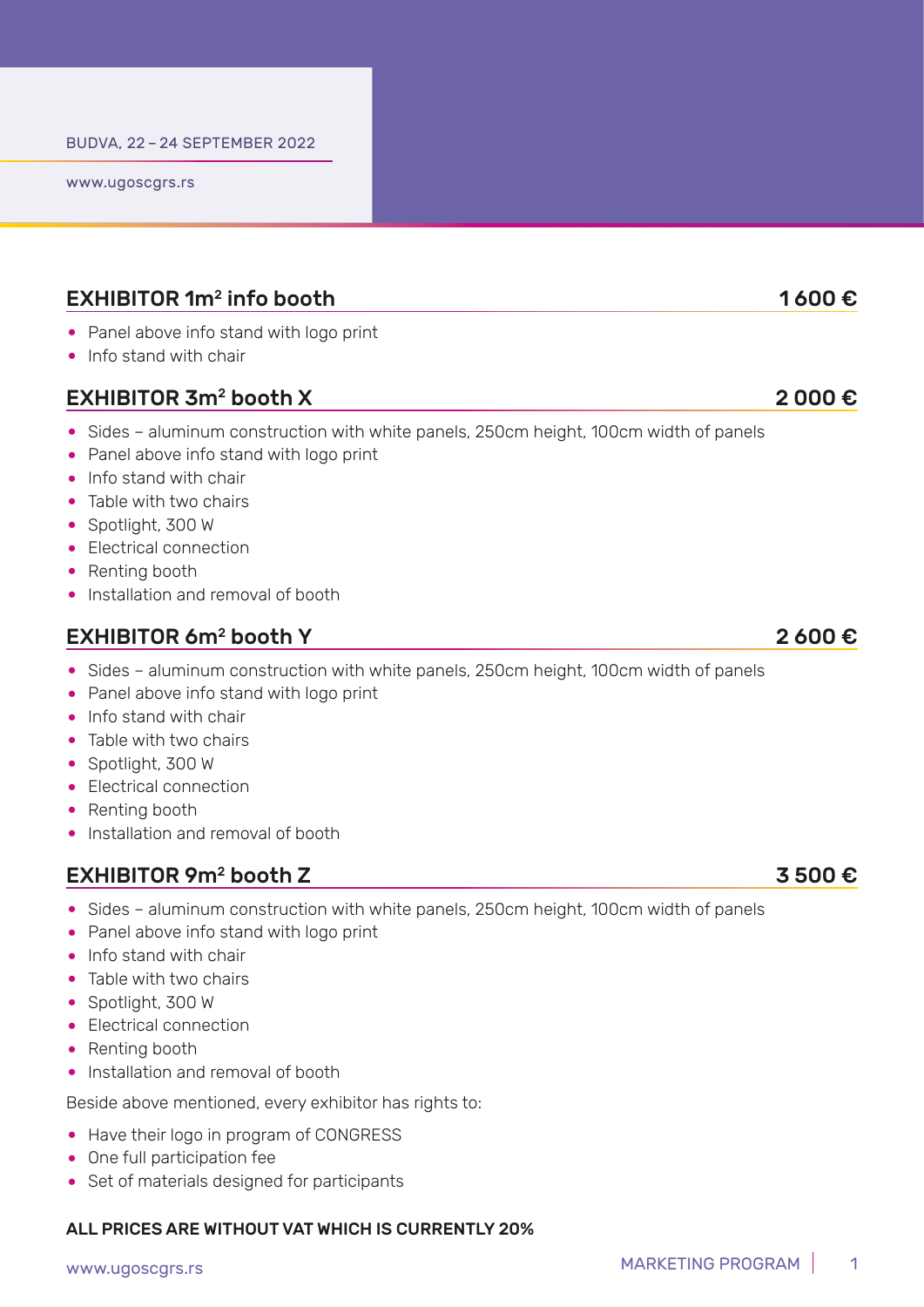BUDVA, 22 – 24 SEPTEMBER 2022

www.ugoscgrs.rs

## EXHIBITOR $1m^2$ info booth — 1 600 €

- Panel above info stand with logo print
- Info stand with chair

## EXHIBITOR $3m^2$ booth X — 2 000 €

- Sides – aluminum construction with white panels, 250cm height, 100cm width of panels
- Panel above info stand with logo print
- Info stand with chair
- Table with two chairs
- Spotlight, 300 W
- Electrical connection
- Renting booth
- Installation and removal of booth

## EXHIBITOR $6m^2$ booth Y — 2 600 €

- Sides – aluminum construction with white panels, 250cm height, 100cm width of panels
- Panel above info stand with logo print
- Info stand with chair
- Table with two chairs
- Spotlight, 300 W
- Electrical connection
- Renting booth
- Installation and removal of booth

## EXHIBITOR $9m^2$ booth Z — 3 500 €

- Sides – aluminum construction with white panels, 250cm height, 100cm width of panels
- Panel above info stand with logo print
- Info stand with chair
- Table with two chairs
- Spotlight, 300 W
- Electrical connection
- Renting booth
- Installation and removal of booth

Beside above mentioned, every exhibitor has rights to:

- Have their logo in program of CONGRESS
- One full participation fee
- Set of materials designed for participants

**ALL PRICES ARE WITHOUT VAT WHICH IS CURRENTLY 20%**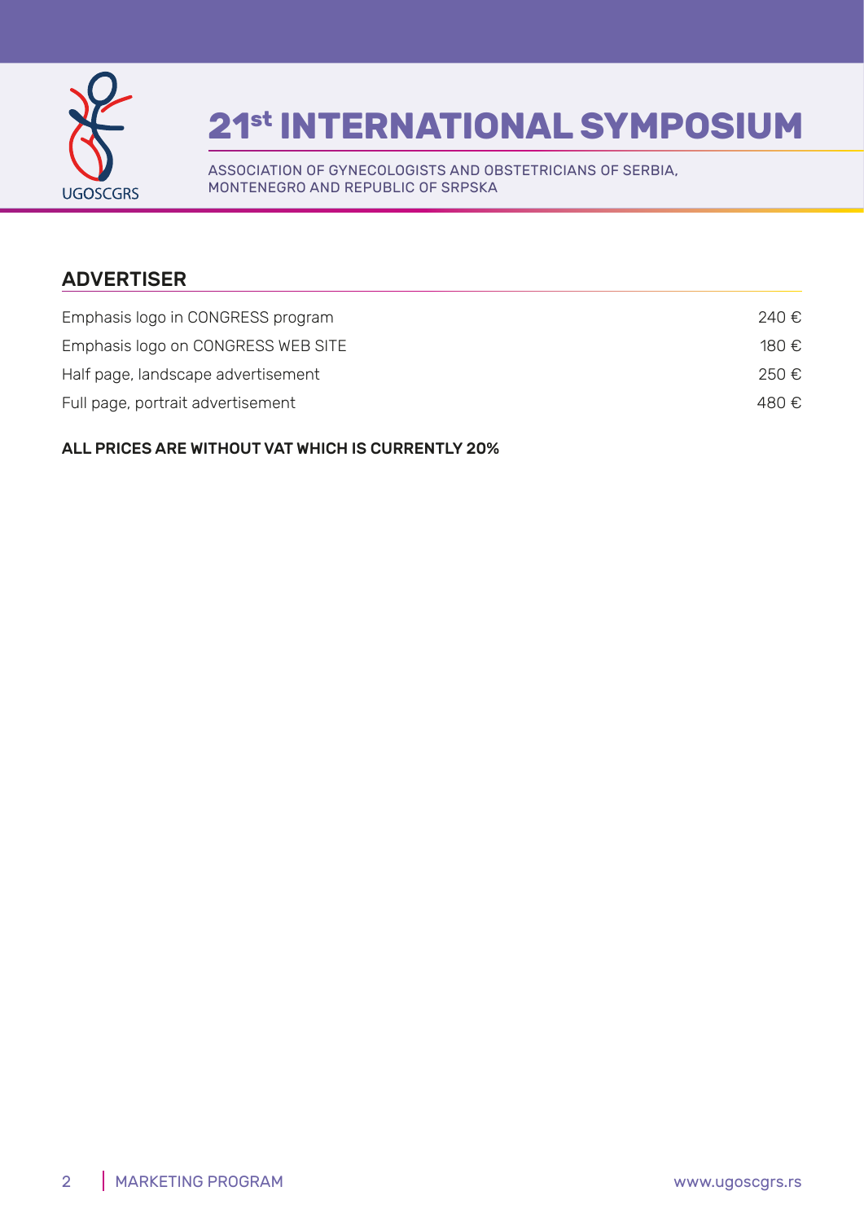## ADVERTISER

| | |
|---|---|
| Emphasis logo in CONGRESS program | 240 € |
| Emphasis logo on CONGRESS WEB SITE | 180 € |
| Half page, landscape advertisement | 250 € |
| Full page, portrait advertisement | 480 € |

**ALL PRICES ARE WITHOUT VAT WHICH IS CURRENTLY 20%**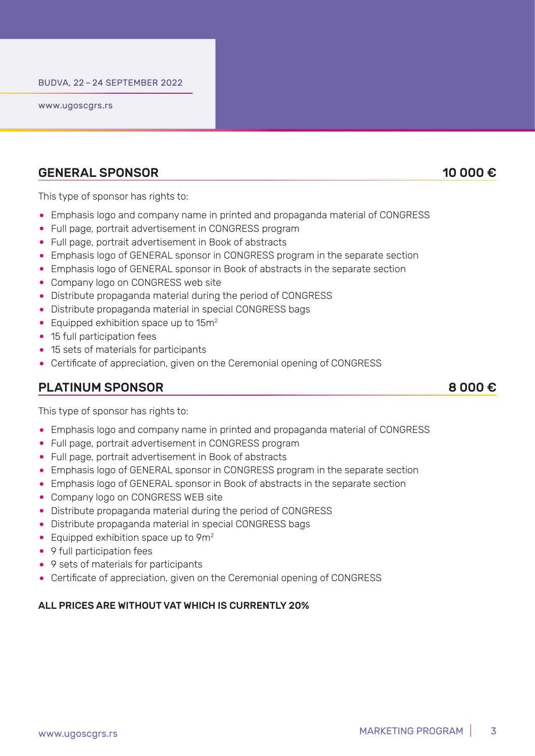BUDVA, 22 – 24 SEPTEMBER 2022

www.ugoscgrs.rs

## GENERAL SPONSOR — 10 000 €

This type of sponsor has rights to:

- Emphasis logo and company name in printed and propaganda material of CONGRESS
- Full page, portrait advertisement in CONGRESS program
- Full page, portrait advertisement in Book of abstracts
- Emphasis logo of GENERAL sponsor in CONGRESS program in the separate section
- Emphasis logo of GENERAL sponsor in Book of abstracts in the separate section
- Company logo on CONGRESS web site
- Distribute propaganda material during the period of CONGRESS
- Distribute propaganda material in special CONGRESS bags
- Equipped exhibition space up to 15m$^2$
- 15 full participation fees
- 15 sets of materials for participants
- Certificate of appreciation, given on the Ceremonial opening of CONGRESS

## PLATINUM SPONSOR — 8 000 €

This type of sponsor has rights to:

- Emphasis logo and company name in printed and propaganda material of CONGRESS
- Full page, portrait advertisement in CONGRESS program
- Full page, portrait advertisement in Book of abstracts
- Emphasis logo of GENERAL sponsor in CONGRESS program in the separate section
- Emphasis logo of GENERAL sponsor in Book of abstracts in the separate section
- Company logo on CONGRESS WEB site
- Distribute propaganda material during the period of CONGRESS
- Distribute propaganda material in special CONGRESS bags
- Equipped exhibition space up to 9m$^2$
- 9 full participation fees
- 9 sets of materials for participants
- Certificate of appreciation, given on the Ceremonial opening of CONGRESS

**ALL PRICES ARE WITHOUT VAT WHICH IS CURRENTLY 20%**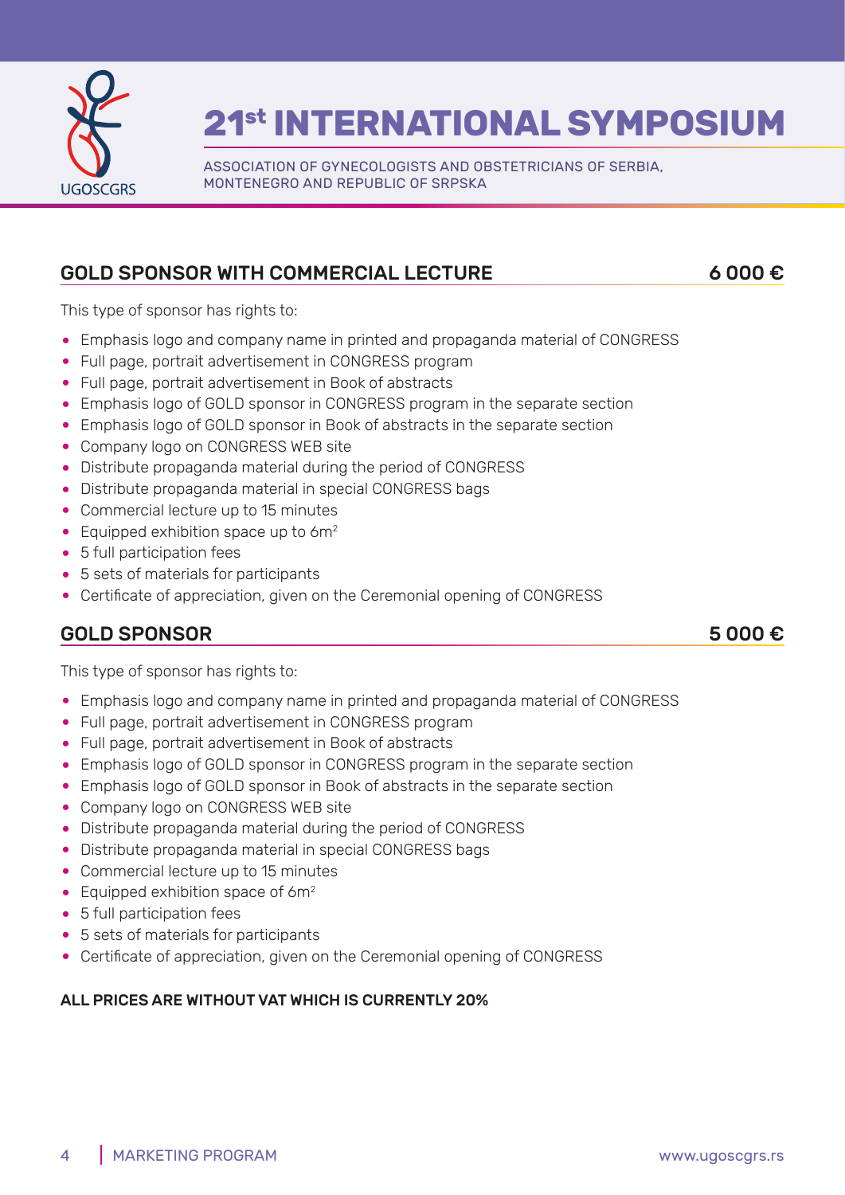## GOLD SPONSOR WITH COMMERCIAL LECTURE — 6 000 €

This type of sponsor has rights to:

- Emphasis logo and company name in printed and propaganda material of CONGRESS
- Full page, portrait advertisement in CONGRESS program
- Full page, portrait advertisement in Book of abstracts
- Emphasis logo of GOLD sponsor in CONGRESS program in the separate section
- Emphasis logo of GOLD sponsor in Book of abstracts in the separate section
- Company logo on CONGRESS WEB site
- Distribute propaganda material during the period of CONGRESS
- Distribute propaganda material in special CONGRESS bags
- Commercial lecture up to 15 minutes
- Equipped exhibition space up to $6m^2$
- 5 full participation fees
- 5 sets of materials for participants
- Certificate of appreciation, given on the Ceremonial opening of CONGRESS

## GOLD SPONSOR — 5 000 €

This type of sponsor has rights to:

- Emphasis logo and company name in printed and propaganda material of CONGRESS
- Full page, portrait advertisement in CONGRESS program
- Full page, portrait advertisement in Book of abstracts
- Emphasis logo of GOLD sponsor in CONGRESS program in the separate section
- Emphasis logo of GOLD sponsor in Book of abstracts in the separate section
- Company logo on CONGRESS WEB site
- Distribute propaganda material during the period of CONGRESS
- Distribute propaganda material in special CONGRESS bags
- Commercial lecture up to 15 minutes
- Equipped exhibition space of $6m^2$
- 5 full participation fees
- 5 sets of materials for participants
- Certificate of appreciation, given on the Ceremonial opening of CONGRESS

**ALL PRICES ARE WITHOUT VAT WHICH IS CURRENTLY 20%**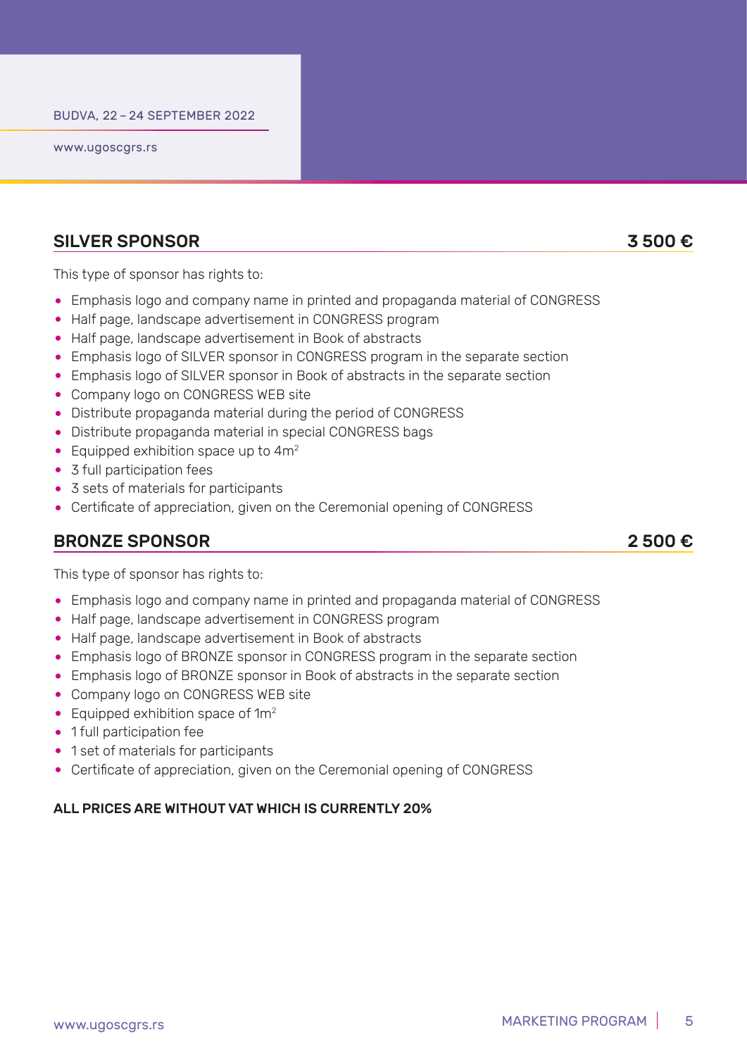## SILVER SPONSOR 3 500 €

This type of sponsor has rights to:

- Emphasis logo and company name in printed and propaganda material of CONGRESS
- Half page, landscape advertisement in CONGRESS program
- Half page, landscape advertisement in Book of abstracts
- Emphasis logo of SILVER sponsor in CONGRESS program in the separate section
- Emphasis logo of SILVER sponsor in Book of abstracts in the separate section
- Company logo on CONGRESS WEB site
- Distribute propaganda material during the period of CONGRESS
- Distribute propaganda material in special CONGRESS bags
- Equipped exhibition space up to $4m^2$
- 3 full participation fees
- 3 sets of materials for participants
- Certificate of appreciation, given on the Ceremonial opening of CONGRESS

## BRONZE SPONSOR 2 500 €

This type of sponsor has rights to:

- Emphasis logo and company name in printed and propaganda material of CONGRESS
- Half page, landscape advertisement in CONGRESS program
- Half page, landscape advertisement in Book of abstracts
- Emphasis logo of BRONZE sponsor in CONGRESS program in the separate section
- Emphasis logo of BRONZE sponsor in Book of abstracts in the separate section
- Company logo on CONGRESS WEB site
- Equipped exhibition space of $1m^2$
- 1 full participation fee
- 1 set of materials for participants
- Certificate of appreciation, given on the Ceremonial opening of CONGRESS

**ALL PRICES ARE WITHOUT VAT WHICH IS CURRENTLY 20%**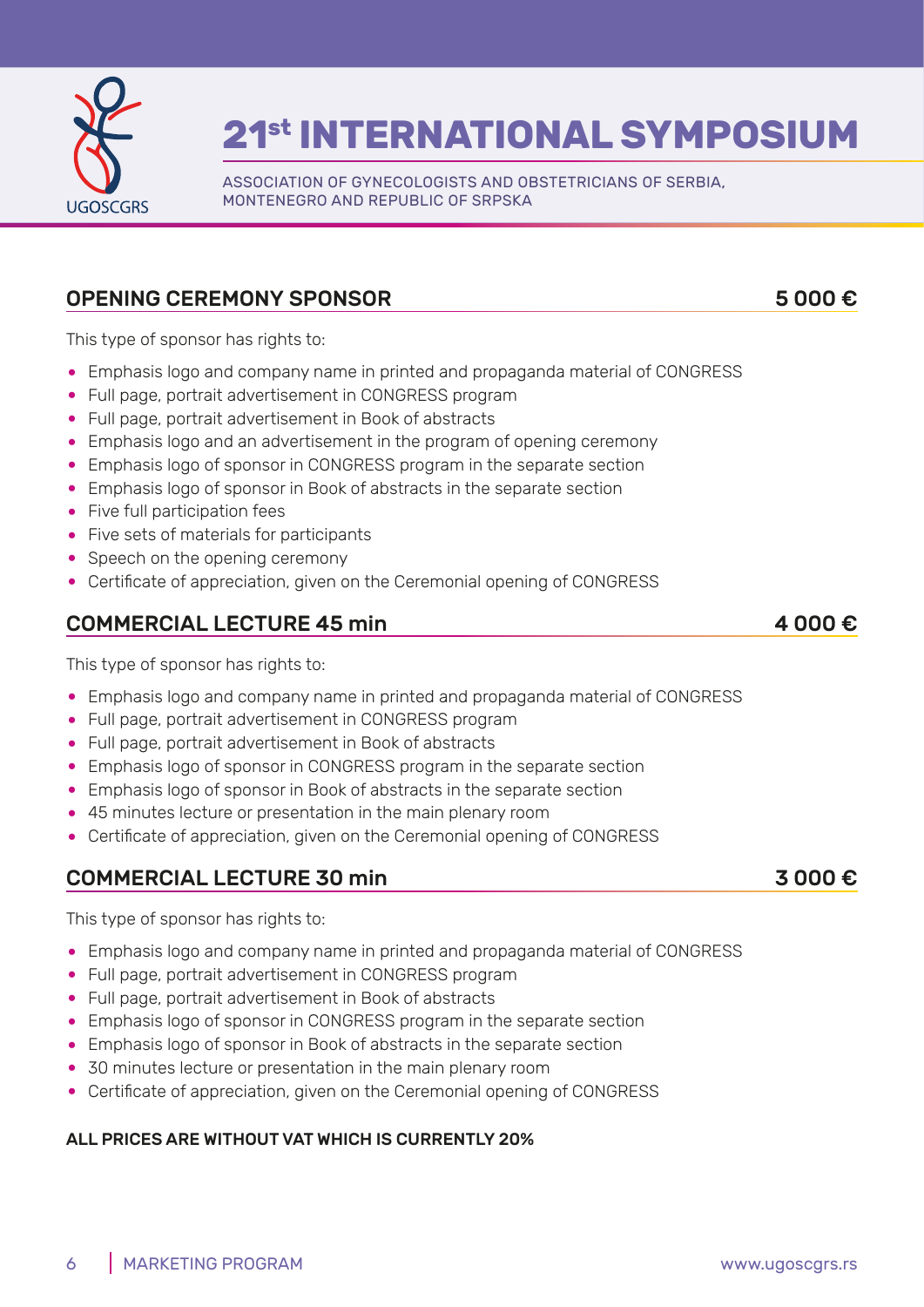# 21st INTERNATIONAL SYMPOSIUM

ASSOCIATION OF GYNECOLOGISTS AND OBSTETRICIANS OF SERBIA, MONTENEGRO AND REPUBLIC OF SRPSKA

## OPENING CEREMONY SPONSOR — 5 000 €

This type of sponsor has rights to:

- Emphasis logo and company name in printed and propaganda material of CONGRESS
- Full page, portrait advertisement in CONGRESS program
- Full page, portrait advertisement in Book of abstracts
- Emphasis logo and an advertisement in the program of opening ceremony
- Emphasis logo of sponsor in CONGRESS program in the separate section
- Emphasis logo of sponsor in Book of abstracts in the separate section
- Five full participation fees
- Five sets of materials for participants
- Speech on the opening ceremony
- Certificate of appreciation, given on the Ceremonial opening of CONGRESS

## COMMERCIAL LECTURE 45 min — 4 000 €

This type of sponsor has rights to:

- Emphasis logo and company name in printed and propaganda material of CONGRESS
- Full page, portrait advertisement in CONGRESS program
- Full page, portrait advertisement in Book of abstracts
- Emphasis logo of sponsor in CONGRESS program in the separate section
- Emphasis logo of sponsor in Book of abstracts in the separate section
- 45 minutes lecture or presentation in the main plenary room
- Certificate of appreciation, given on the Ceremonial opening of CONGRESS

## COMMERCIAL LECTURE 30 min — 3 000 €

This type of sponsor has rights to:

- Emphasis logo and company name in printed and propaganda material of CONGRESS
- Full page, portrait advertisement in CONGRESS program
- Full page, portrait advertisement in Book of abstracts
- Emphasis logo of sponsor in CONGRESS program in the separate section
- Emphasis logo of sponsor in Book of abstracts in the separate section
- 30 minutes lecture or presentation in the main plenary room
- Certificate of appreciation, given on the Ceremonial opening of CONGRESS

**ALL PRICES ARE WITHOUT VAT WHICH IS CURRENTLY 20%**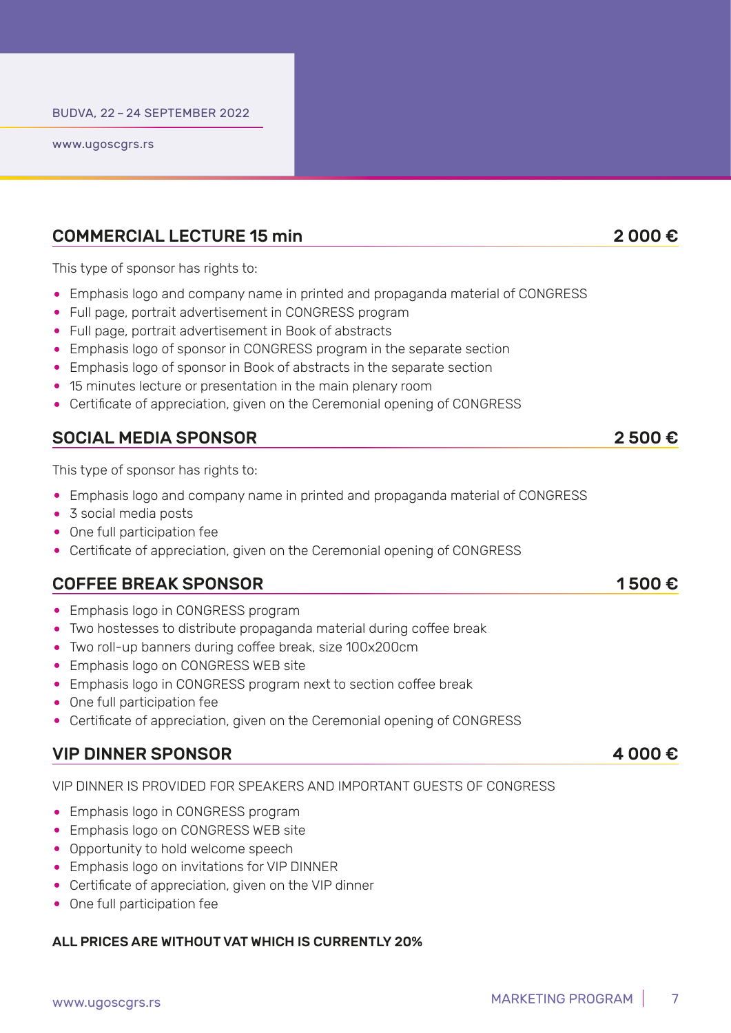## COMMERCIAL LECTURE 15 min — 2 000 €

This type of sponsor has rights to:

- Emphasis logo and company name in printed and propaganda material of CONGRESS
- Full page, portrait advertisement in CONGRESS program
- Full page, portrait advertisement in Book of abstracts
- Emphasis logo of sponsor in CONGRESS program in the separate section
- Emphasis logo of sponsor in Book of abstracts in the separate section
- 15 minutes lecture or presentation in the main plenary room
- Certificate of appreciation, given on the Ceremonial opening of CONGRESS

## SOCIAL MEDIA SPONSOR — 2 500 €

This type of sponsor has rights to:

- Emphasis logo and company name in printed and propaganda material of CONGRESS
- 3 social media posts
- One full participation fee
- Certificate of appreciation, given on the Ceremonial opening of CONGRESS

## COFFEE BREAK SPONSOR — 1 500 €

- Emphasis logo in CONGRESS program
- Two hostesses to distribute propaganda material during coffee break
- Two roll-up banners during coffee break, size 100x200cm
- Emphasis logo on CONGRESS WEB site
- Emphasis logo in CONGRESS program next to section coffee break
- One full participation fee
- Certificate of appreciation, given on the Ceremonial opening of CONGRESS

## VIP DINNER SPONSOR — 4 000 €

VIP DINNER IS PROVIDED FOR SPEAKERS AND IMPORTANT GUESTS OF CONGRESS

- Emphasis logo in CONGRESS program
- Emphasis logo on CONGRESS WEB site
- Opportunity to hold welcome speech
- Emphasis logo on invitations for VIP DINNER
- Certificate of appreciation, given on the VIP dinner
- One full participation fee

**ALL PRICES ARE WITHOUT VAT WHICH IS CURRENTLY 20%**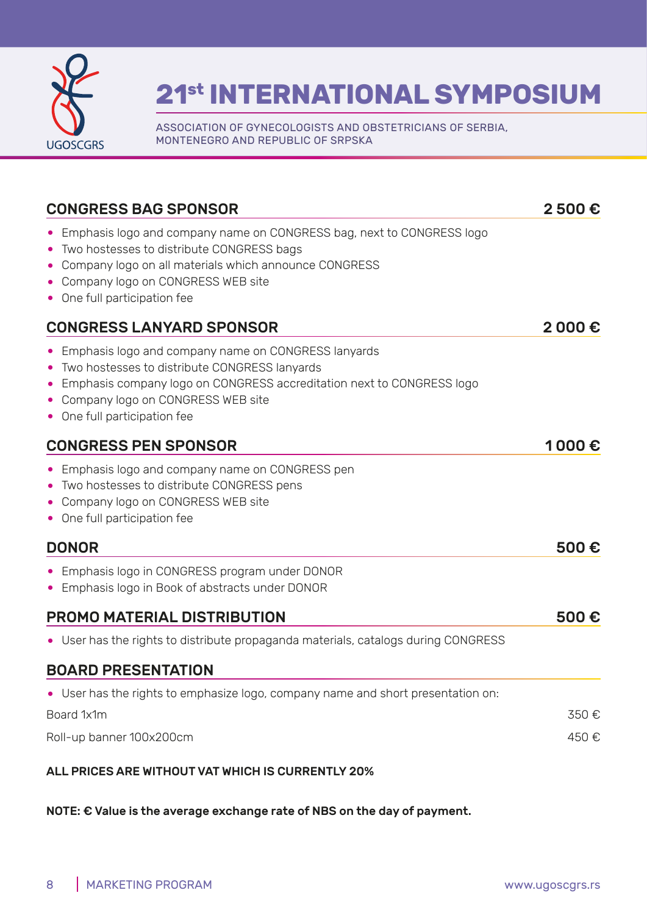# 21st INTERNATIONAL SYMPOSIUM

ASSOCIATION OF GYNECOLOGISTS AND OBSTETRICIANS OF SERBIA, MONTENEGRO AND REPUBLIC OF SRPSKA

## CONGRESS BAG SPONSOR — 2 500 €

- Emphasis logo and company name on CONGRESS bag, next to CONGRESS logo
- Two hostesses to distribute CONGRESS bags
- Company logo on all materials which announce CONGRESS
- Company logo on CONGRESS WEB site
- One full participation fee

## CONGRESS LANYARD SPONSOR — 2 000 €

- Emphasis logo and company name on CONGRESS lanyards
- Two hostesses to distribute CONGRESS lanyards
- Emphasis company logo on CONGRESS accreditation next to CONGRESS logo
- Company logo on CONGRESS WEB site
- One full participation fee

## CONGRESS PEN SPONSOR — 1 000 €

- Emphasis logo and company name on CONGRESS pen
- Two hostesses to distribute CONGRESS pens
- Company logo on CONGRESS WEB site
- One full participation fee

## DONOR — 500 €

- Emphasis logo in CONGRESS program under DONOR
- Emphasis logo in Book of abstracts under DONOR

## PROMO MATERIAL DISTRIBUTION — 500 €

- User has the rights to distribute propaganda materials, catalogs during CONGRESS

## BOARD PRESENTATION

- User has the rights to emphasize logo, company name and short presentation on:

| | |
|---|---|
| Board 1x1m | 350 € |
| Roll-up banner 100x200cm | 450 € |

**ALL PRICES ARE WITHOUT VAT WHICH IS CURRENTLY 20%**

**NOTE: € Value is the average exchange rate of NBS on the day of payment.**